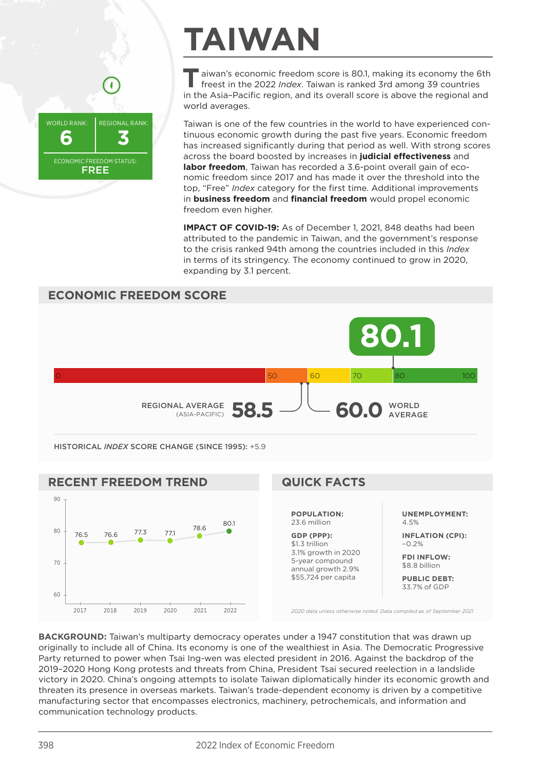# TAIWAN

WORLD RANK: **6**

REGIONAL RANK: **3**

ECONOMIC FREEDOM STATUS: **FREE**

Taiwan's economic freedom score is 80.1, making its economy the 6th freest in the 2022 *Index*. Taiwan is ranked 3rd among 39 countries in the Asia–Pacific region, and its overall score is above the regional and world averages.

Taiwan is one of the few countries in the world to have experienced continuous economic growth during the past five years. Economic freedom has increased significantly during that period as well. With strong scores across the board boosted by increases in **judicial effectiveness** and **labor freedom**, Taiwan has recorded a 3.6-point overall gain of economic freedom since 2017 and has made it over the threshold into the top, "Free" *Index* category for the first time. Additional improvements in **business freedom** and **financial freedom** would propel economic freedom even higher.

**IMPACT OF COVID-19:** As of December 1, 2021, 848 deaths had been attributed to the pandemic in Taiwan, and the government's response to the crisis ranked 94th among the countries included in this *Index* in terms of its stringency. The economy continued to grow in 2020, expanding by 3.1 percent.

## ECONOMIC FREEDOM SCORE

**80.1**

REGIONAL AVERAGE (ASIA-PACIFIC) **58.5**

WORLD AVERAGE **60.0**

HISTORICAL *INDEX* SCORE CHANGE (SINCE 1995): +5.9

## RECENT FREEDOM TREND

| 2017 | 2018 | 2019 | 2020 | 2021 | 2022 |
|---|---|---|---|---|---|
| 76.5 | 76.6 | 77.3 | 77.1 | 78.6 | 80.1 |

## QUICK FACTS

**POPULATION:**
23.6 million

**GDP (PPP):**
$1.3 trillion
3.1% growth in 2020
5-year compound annual growth 2.9%
$55,724 per capita

**UNEMPLOYMENT:**
4.5%

**INFLATION (CPI):**
–0.2%

**FDI INFLOW:**
$8.8 billion

**PUBLIC DEBT:**
33.7% of GDP

*2020 data unless otherwise noted. Data compiled as of September 2021*

**BACKGROUND:** Taiwan's multiparty democracy operates under a 1947 constitution that was drawn up originally to include all of China. Its economy is one of the wealthiest in Asia. The Democratic Progressive Party returned to power when Tsai Ing-wen was elected president in 2016. Against the backdrop of the 2019–2020 Hong Kong protests and threats from China, President Tsai secured reelection in a landslide victory in 2020. China's ongoing attempts to isolate Taiwan diplomatically hinder its economic growth and threaten its presence in overseas markets. Taiwan's trade-dependent economy is driven by a competitive manufacturing sector that encompasses electronics, machinery, petrochemicals, and information and communication technology products.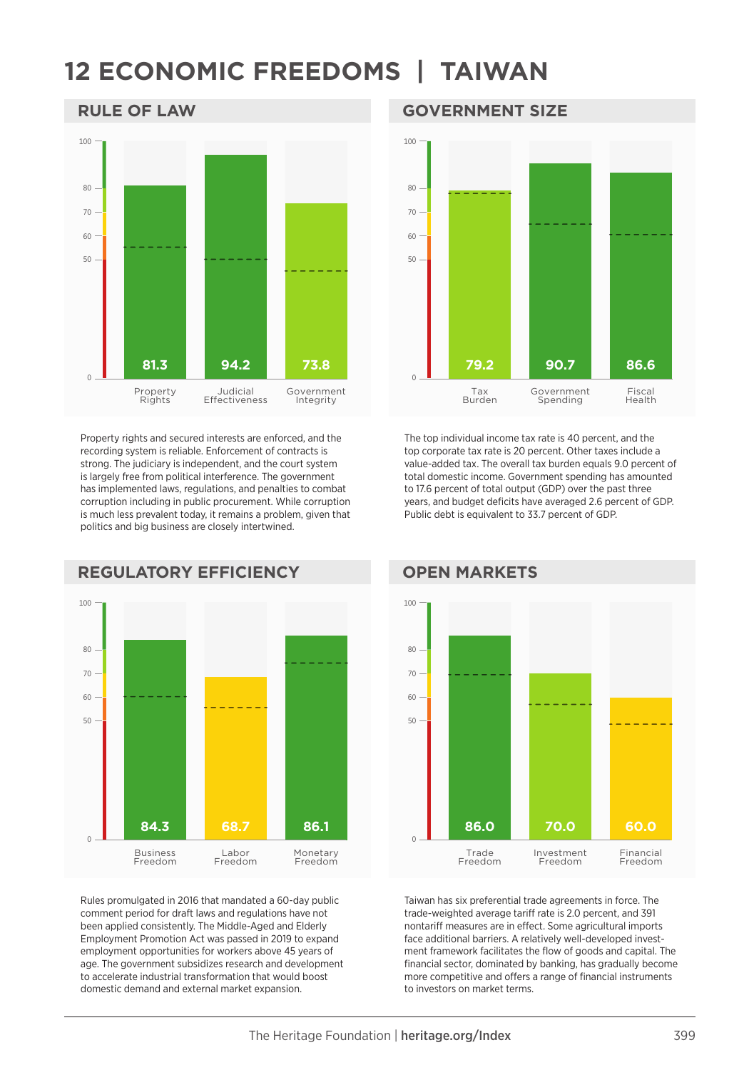# 12 ECONOMIC FREEDOMS | TAIWAN

## RULE OF LAW

100
80
70
60
50
0

81.3
Property Rights

94.2
Judicial Effectiveness

73.8
Government Integrity

Property rights and secured interests are enforced, and the recording system is reliable. Enforcement of contracts is strong. The judiciary is independent, and the court system is largely free from political interference. The government has implemented laws, regulations, and penalties to combat corruption including in public procurement. While corruption is much less prevalent today, it remains a problem, given that politics and big business are closely intertwined.

## GOVERNMENT SIZE

100
80
70
60
50
0

79.2
Tax Burden

90.7
Government Spending

86.6
Fiscal Health

The top individual income tax rate is 40 percent, and the top corporate tax rate is 20 percent. Other taxes include a value-added tax. The overall tax burden equals 9.0 percent of total domestic income. Government spending has amounted to 17.6 percent of total output (GDP) over the past three years, and budget deficits have averaged 2.6 percent of GDP. Public debt is equivalent to 33.7 percent of GDP.

## REGULATORY EFFICIENCY

100
80
70
60
50
0

84.3
Business Freedom

68.7
Labor Freedom

86.1
Monetary Freedom

Rules promulgated in 2016 that mandated a 60-day public comment period for draft laws and regulations have not been applied consistently. The Middle-Aged and Elderly Employment Promotion Act was passed in 2019 to expand employment opportunities for workers above 45 years of age. The government subsidizes research and development to accelerate industrial transformation that would boost domestic demand and external market expansion.

## OPEN MARKETS

100
80
70
60
50
0

86.0
Trade Freedom

70.0
Investment Freedom

60.0
Financial Freedom

Taiwan has six preferential trade agreements in force. The trade-weighted average tariff rate is 2.0 percent, and 391 nontariff measures are in effect. Some agricultural imports face additional barriers. A relatively well-developed investment framework facilitates the flow of goods and capital. The financial sector, dominated by banking, has gradually become more competitive and offers a range of financial instruments to investors on market terms.